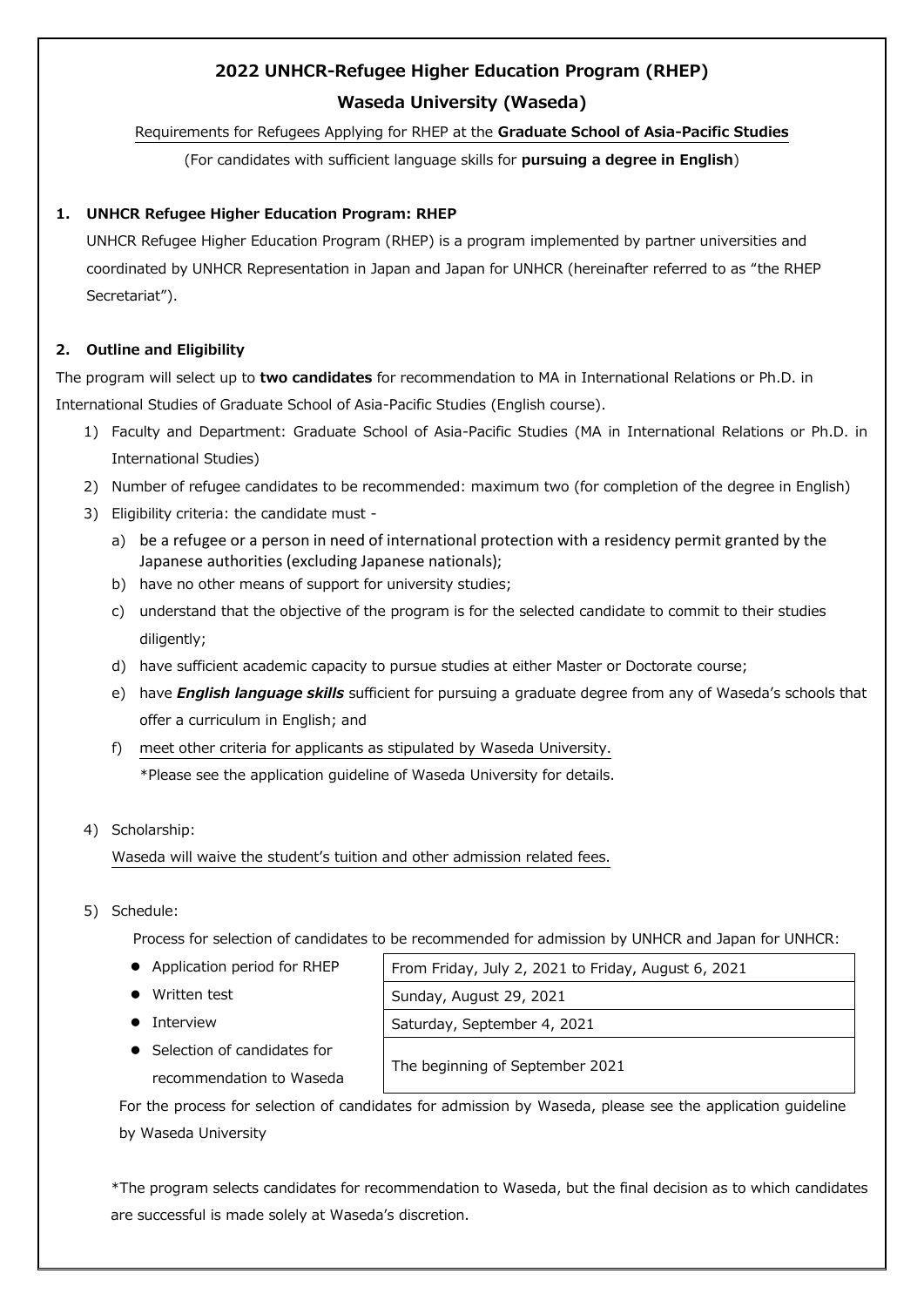# 2022 UNHCR-Refugee Higher Education Program (RHEP)

## Waseda University (Waseda)

Requirements for Refugees Applying for RHEP at the **Graduate School of Asia-Pacific Studies**

(For candidates with sufficient language skills for **pursuing a degree in English**)

### 1. UNHCR Refugee Higher Education Program: RHEP

UNHCR Refugee Higher Education Program (RHEP) is a program implemented by partner universities and coordinated by UNHCR Representation in Japan and Japan for UNHCR (hereinafter referred to as "the RHEP Secretariat").

### 2. Outline and Eligibility

The program will select up to **two candidates** for recommendation to MA in International Relations or Ph.D. in International Studies of Graduate School of Asia-Pacific Studies (English course).

1) Faculty and Department: Graduate School of Asia-Pacific Studies (MA in International Relations or Ph.D. in International Studies)
2) Number of refugee candidates to be recommended: maximum two (for completion of the degree in English)
3) Eligibility criteria: the candidate must -
   a) be a refugee or a person in need of international protection with a residency permit granted by the Japanese authorities (excluding Japanese nationals);
   b) have no other means of support for university studies;
   c) understand that the objective of the program is for the selected candidate to commit to their studies diligently;
   d) have sufficient academic capacity to pursue studies at either Master or Doctorate course;
   e) have ***English language skills*** sufficient for pursuing a graduate degree from any of Waseda's schools that offer a curriculum in English; and
   f) meet other criteria for applicants as stipulated by Waseda University.
      *Please see the application guideline of Waseda University for details.
4) Scholarship:
   Waseda will waive the student's tuition and other admission related fees.
5) Schedule:
   Process for selection of candidates to be recommended for admission by UNHCR and Japan for UNHCR:

| | |
|---|---|
| Application period for RHEP | From Friday, July 2, 2021 to Friday, August 6, 2021 |
| Written test | Sunday, August 29, 2021 |
| Interview | Saturday, September 4, 2021 |
| Selection of candidates for recommendation to Waseda | The beginning of September 2021 |

For the process for selection of candidates for admission by Waseda, please see the application guideline by Waseda University

*The program selects candidates for recommendation to Waseda, but the final decision as to which candidates are successful is made solely at Waseda's discretion.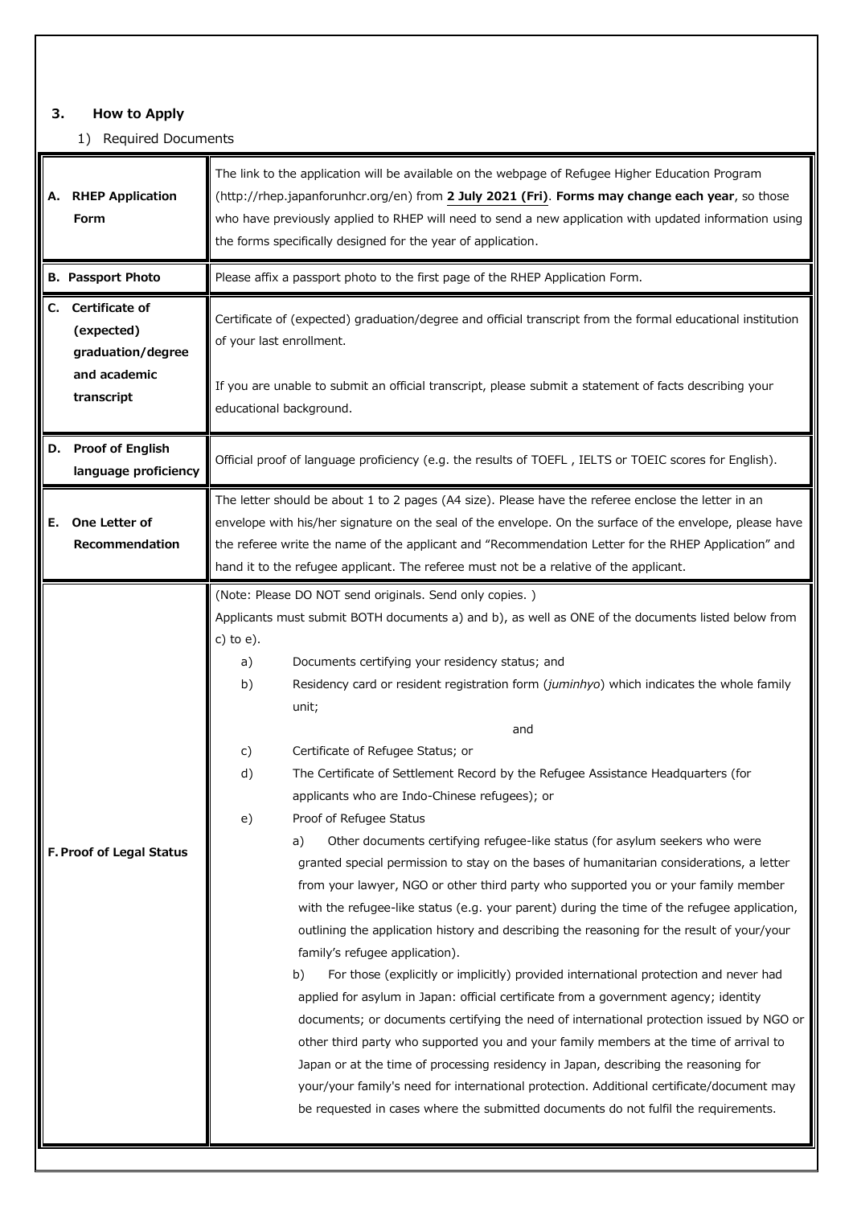## 3. How to Apply

1) Required Documents

| | |
|---|---|
| **A. RHEP Application Form** | The link to the application will be available on the webpage of Refugee Higher Education Program (http://rhep.japanforunhcr.org/en) from **2 July 2021 (Fri)**. **Forms may change each year**, so those who have previously applied to RHEP will need to send a new application with updated information using the forms specifically designed for the year of application. |
| **B. Passport Photo** | Please affix a passport photo to the first page of the RHEP Application Form. |
| **C. Certificate of (expected) graduation/degree and academic transcript** | Certificate of (expected) graduation/degree and official transcript from the formal educational institution of your last enrollment.<br><br>If you are unable to submit an official transcript, please submit a statement of facts describing your educational background. |
| **D. Proof of English language proficiency** | Official proof of language proficiency (e.g. the results of TOEFL , IELTS or TOEIC scores for English). |
| **E. One Letter of Recommendation** | The letter should be about 1 to 2 pages (A4 size). Please have the referee enclose the letter in an envelope with his/her signature on the seal of the envelope. On the surface of the envelope, please have the referee write the name of the applicant and "Recommendation Letter for the RHEP Application" and hand it to the refugee applicant. The referee must not be a relative of the applicant. |
| **F. Proof of Legal Status** | (Note: Please DO NOT send originals. Send only copies. )<br>Applicants must submit BOTH documents a) and b), as well as ONE of the documents listed below from c) to e).<br>a) Documents certifying your residency status; and<br>b) Residency card or resident registration form (*juminhyo*) which indicates the whole family unit;<br>and<br>c) Certificate of Refugee Status; or<br>d) The Certificate of Settlement Record by the Refugee Assistance Headquarters (for applicants who are Indo-Chinese refugees); or<br>e) Proof of Refugee Status<br>a) Other documents certifying refugee-like status (for asylum seekers who were granted special permission to stay on the bases of humanitarian considerations, a letter from your lawyer, NGO or other third party who supported you or your family member with the refugee-like status (e.g. your parent) during the time of the refugee application, outlining the application history and describing the reasoning for the result of your/your family's refugee application).<br>b) For those (explicitly or implicitly) provided international protection and never had applied for asylum in Japan: official certificate from a government agency; identity documents; or documents certifying the need of international protection issued by NGO or other third party who supported you and your family members at the time of arrival to Japan or at the time of processing residency in Japan, describing the reasoning for your/your family's need for international protection. Additional certificate/document may be requested in cases where the submitted documents do not fulfil the requirements. |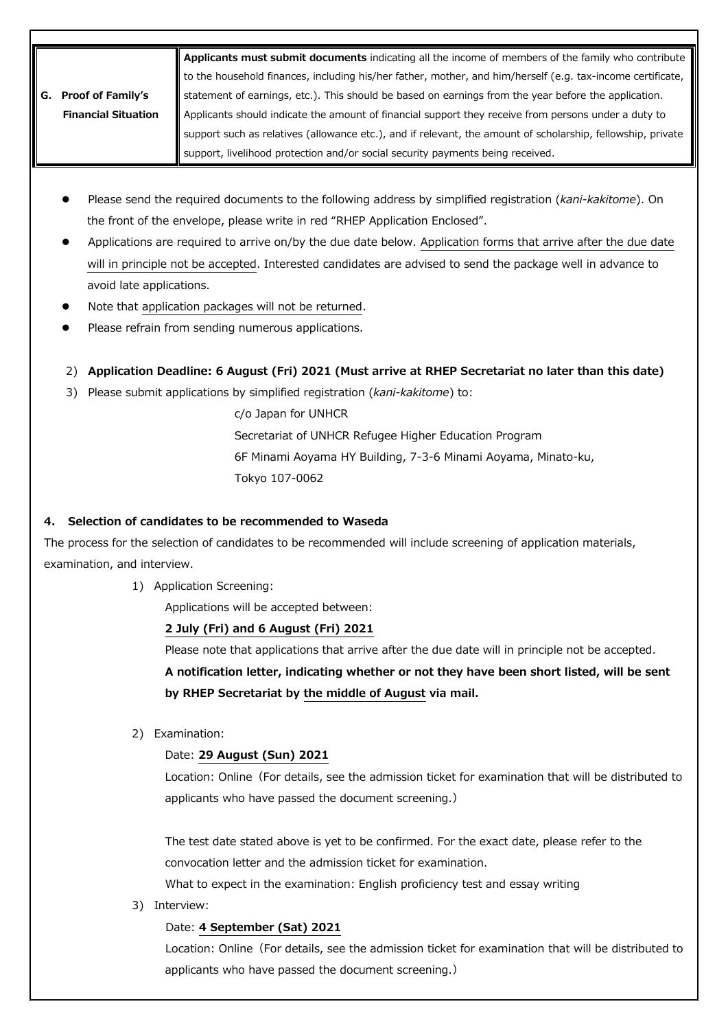| G. Proof of Family's Financial Situation | **Applicants must submit documents** indicating all the income of members of the family who contribute to the household finances, including his/her father, mother, and him/herself (e.g. tax-income certificate, statement of earnings, etc.). This should be based on earnings from the year before the application. Applicants should indicate the amount of financial support they receive from persons under a duty to support such as relatives (allowance etc.), and if relevant, the amount of scholarship, fellowship, private support, livelihood protection and/or social security payments being received. |
|---|---|

- Please send the required documents to the following address by simplified registration (*kani-kakitome*). On the front of the envelope, please write in red "RHEP Application Enclosed".
- Applications are required to arrive on/by the due date below. Application forms that arrive after the due date will in principle not be accepted. Interested candidates are advised to send the package well in advance to avoid late applications.
- Note that application packages will not be returned.
- Please refrain from sending numerous applications.

2) **Application Deadline: 6 August (Fri) 2021 (Must arrive at RHEP Secretariat no later than this date)**

3) Please submit applications by simplified registration (*kani-kakitome*) to:

c/o Japan for UNHCR
Secretariat of UNHCR Refugee Higher Education Program
6F Minami Aoyama HY Building, 7-3-6 Minami Aoyama, Minato-ku,
Tokyo 107-0062

**4. Selection of candidates to be recommended to Waseda**

The process for the selection of candidates to be recommended will include screening of application materials, examination, and interview.

1) Application Screening:

Applications will be accepted between:

**2 July (Fri) and 6 August (Fri) 2021**

Please note that applications that arrive after the due date will in principle not be accepted.

**A notification letter, indicating whether or not they have been short listed, will be sent by RHEP Secretariat by the middle of August via mail.**

2) Examination:

Date: **29 August (Sun) 2021**

Location: Online（For details, see the admission ticket for examination that will be distributed to applicants who have passed the document screening.）

The test date stated above is yet to be confirmed. For the exact date, please refer to the convocation letter and the admission ticket for examination.

What to expect in the examination: English proficiency test and essay writing

3) Interview:

Date: **4 September (Sat) 2021**

Location: Online（For details, see the admission ticket for examination that will be distributed to applicants who have passed the document screening.）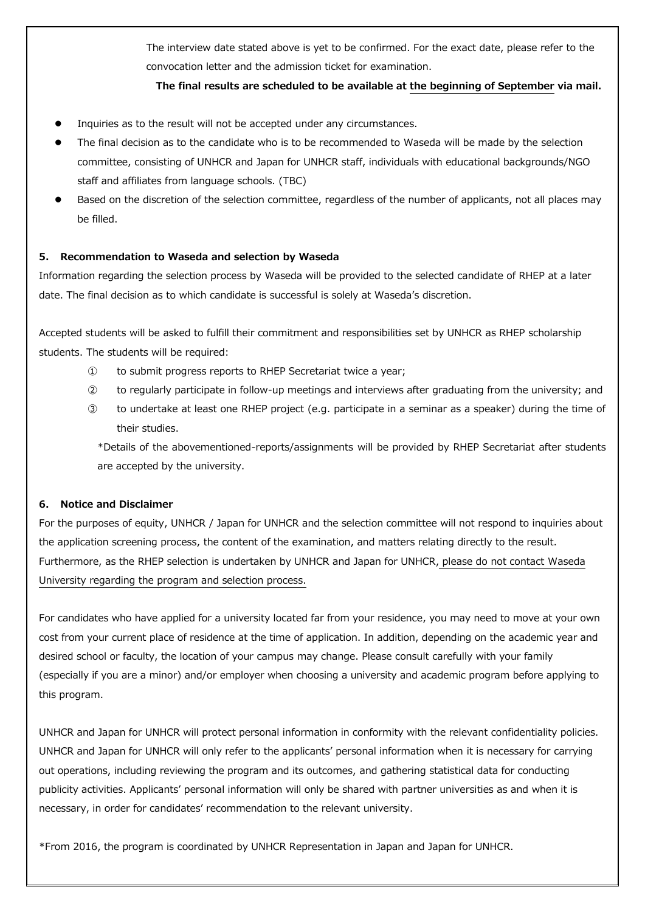The interview date stated above is yet to be confirmed. For the exact date, please refer to the convocation letter and the admission ticket for examination.

**The final results are scheduled to be available at the beginning of September via mail.**

- Inquiries as to the result will not be accepted under any circumstances.
- The final decision as to the candidate who is to be recommended to Waseda will be made by the selection committee, consisting of UNHCR and Japan for UNHCR staff, individuals with educational backgrounds/NGO staff and affiliates from language schools. (TBC)
- Based on the discretion of the selection committee, regardless of the number of applicants, not all places may be filled.

### 5. Recommendation to Waseda and selection by Waseda

Information regarding the selection process by Waseda will be provided to the selected candidate of RHEP at a later date. The final decision as to which candidate is successful is solely at Waseda's discretion.

Accepted students will be asked to fulfill their commitment and responsibilities set by UNHCR as RHEP scholarship students. The students will be required:

① to submit progress reports to RHEP Secretariat twice a year;

② to regularly participate in follow-up meetings and interviews after graduating from the university; and

③ to undertake at least one RHEP project (e.g. participate in a seminar as a speaker) during the time of their studies.

*Details of the abovementioned-reports/assignments will be provided by RHEP Secretariat after students are accepted by the university.

### 6. Notice and Disclaimer

For the purposes of equity, UNHCR / Japan for UNHCR and the selection committee will not respond to inquiries about the application screening process, the content of the examination, and matters relating directly to the result. Furthermore, as the RHEP selection is undertaken by UNHCR and Japan for UNHCR, please do not contact Waseda University regarding the program and selection process.

For candidates who have applied for a university located far from your residence, you may need to move at your own cost from your current place of residence at the time of application. In addition, depending on the academic year and desired school or faculty, the location of your campus may change. Please consult carefully with your family (especially if you are a minor) and/or employer when choosing a university and academic program before applying to this program.

UNHCR and Japan for UNHCR will protect personal information in conformity with the relevant confidentiality policies. UNHCR and Japan for UNHCR will only refer to the applicants' personal information when it is necessary for carrying out operations, including reviewing the program and its outcomes, and gathering statistical data for conducting publicity activities. Applicants' personal information will only be shared with partner universities as and when it is necessary, in order for candidates' recommendation to the relevant university.

*From 2016, the program is coordinated by UNHCR Representation in Japan and Japan for UNHCR.